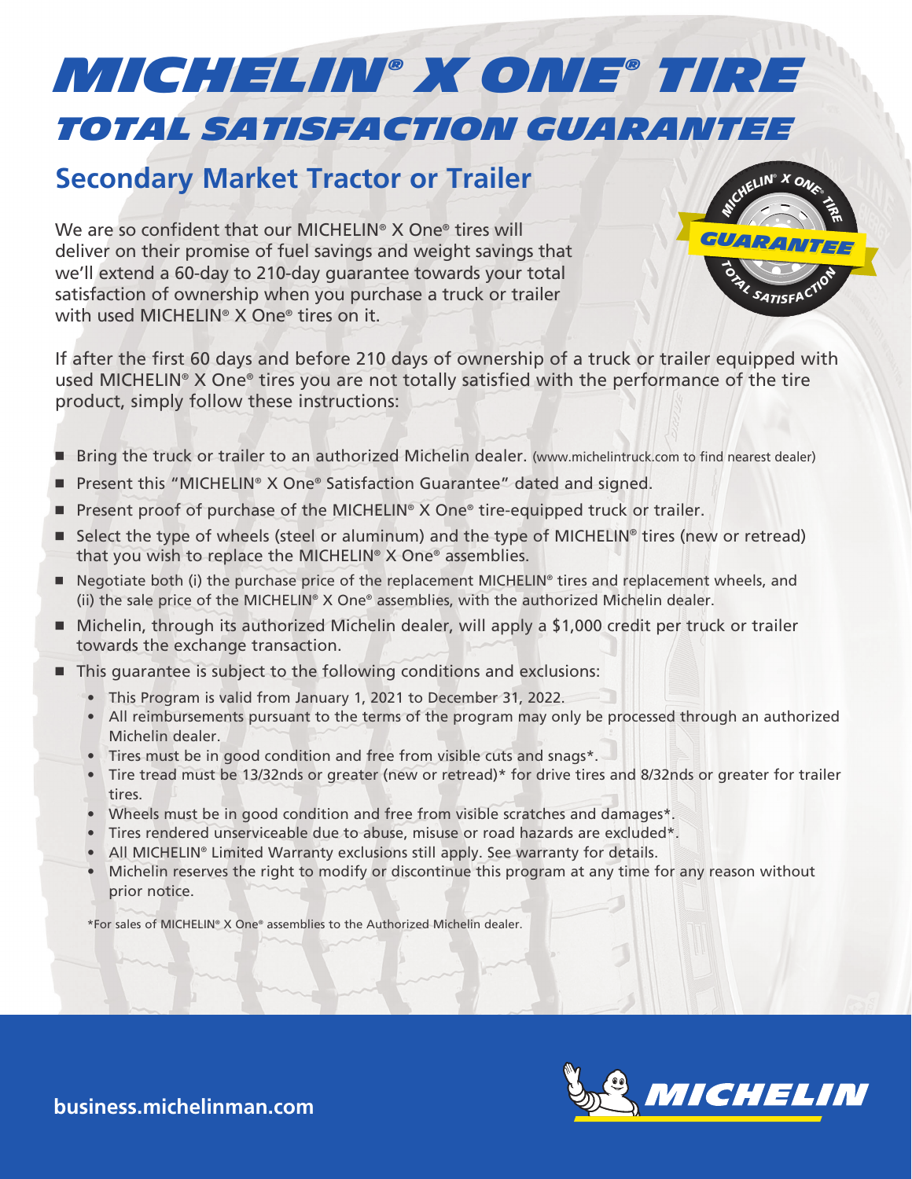# MICHELIN® X ONE® TIRE
## TOTAL SATISFACTION GUARANTEE

### Secondary Market Tractor or Trailer

We are so confident that our MICHELIN® X One® tires will deliver on their promise of fuel savings and weight savings that we'll extend a 60-day to 210-day guarantee towards your total satisfaction of ownership when you purchase a truck or trailer with used MICHELIN® X One® tires on it.

If after the first 60 days and before 210 days of ownership of a truck or trailer equipped with used MICHELIN® X One® tires you are not totally satisfied with the performance of the tire product, simply follow these instructions:

- Bring the truck or trailer to an authorized Michelin dealer. (www.michelintruck.com to find nearest dealer)
- Present this "MICHELIN® X One® Satisfaction Guarantee" dated and signed.
- Present proof of purchase of the MICHELIN® X One® tire-equipped truck or trailer.
- Select the type of wheels (steel or aluminum) and the type of MICHELIN® tires (new or retread) that you wish to replace the MICHELIN® X One® assemblies.
- Negotiate both (i) the purchase price of the replacement MICHELIN® tires and replacement wheels, and (ii) the sale price of the MICHELIN® X One® assemblies, with the authorized Michelin dealer.
- Michelin, through its authorized Michelin dealer, will apply a $1,000 credit per truck or trailer towards the exchange transaction.
- This guarantee is subject to the following conditions and exclusions:
  - This Program is valid from January 1, 2021 to December 31, 2022.
  - All reimbursements pursuant to the terms of the program may only be processed through an authorized Michelin dealer.
  - Tires must be in good condition and free from visible cuts and snags*.
  - Tire tread must be 13/32nds or greater (new or retread)* for drive tires and 8/32nds or greater for trailer tires.
  - Wheels must be in good condition and free from visible scratches and damages*.
  - Tires rendered unserviceable due to abuse, misuse or road hazards are excluded*.
  - All MICHELIN® Limited Warranty exclusions still apply. See warranty for details.
  - Michelin reserves the right to modify or discontinue this program at any time for any reason without prior notice.

*For sales of MICHELIN® X One® assemblies to the Authorized Michelin dealer.

**business.michelinman.com**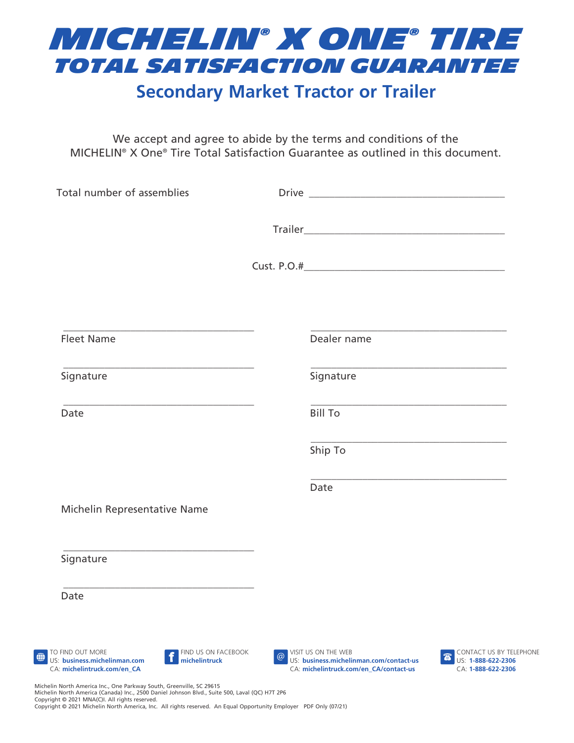# MICHELIN® X ONE® TIRE

## TOTAL SATISFACTION GUARANTEE

### Secondary Market Tractor or Trailer

We accept and agree to abide by the terms and conditions of the MICHELIN® X One® Tire Total Satisfaction Guarantee as outlined in this document.

Total number of assemblies

Drive ___________________________________

Trailer___________________________________

Cust. P.O.#___________________________________

___________________________________
Fleet Name

___________________________________
Signature

___________________________________
Date

___________________________________
Dealer name

___________________________________
Signature

___________________________________
Bill To

___________________________________
Ship To

___________________________________
Date

Michelin Representative Name

___________________________________
Signature

___________________________________
Date

TO FIND OUT MORE
US: **business.michelinman.com**
CA: **michelintruck.com/en_CA**

FIND US ON FACEBOOK
**michelintruck**

VISIT US ON THE WEB
US: **business.michelinman.com/contact-us**
CA: **michelintruck.com/en_CA/contact-us**

CONTACT US BY TELEPHONE
US: **1-888-622-2306**
CA: **1-888-622-2306**

Michelin North America Inc., One Parkway South, Greenville, SC 29615
Michelin North America (Canada) Inc., 2500 Daniel Johnson Blvd., Suite 500, Laval (QC) H7T 2P6
Copyright © 2021 MNA(C)I. All rights reserved.
Copyright © 2021 Michelin North America, Inc. All rights reserved. An Equal Opportunity Employer PDF Only (07/21)